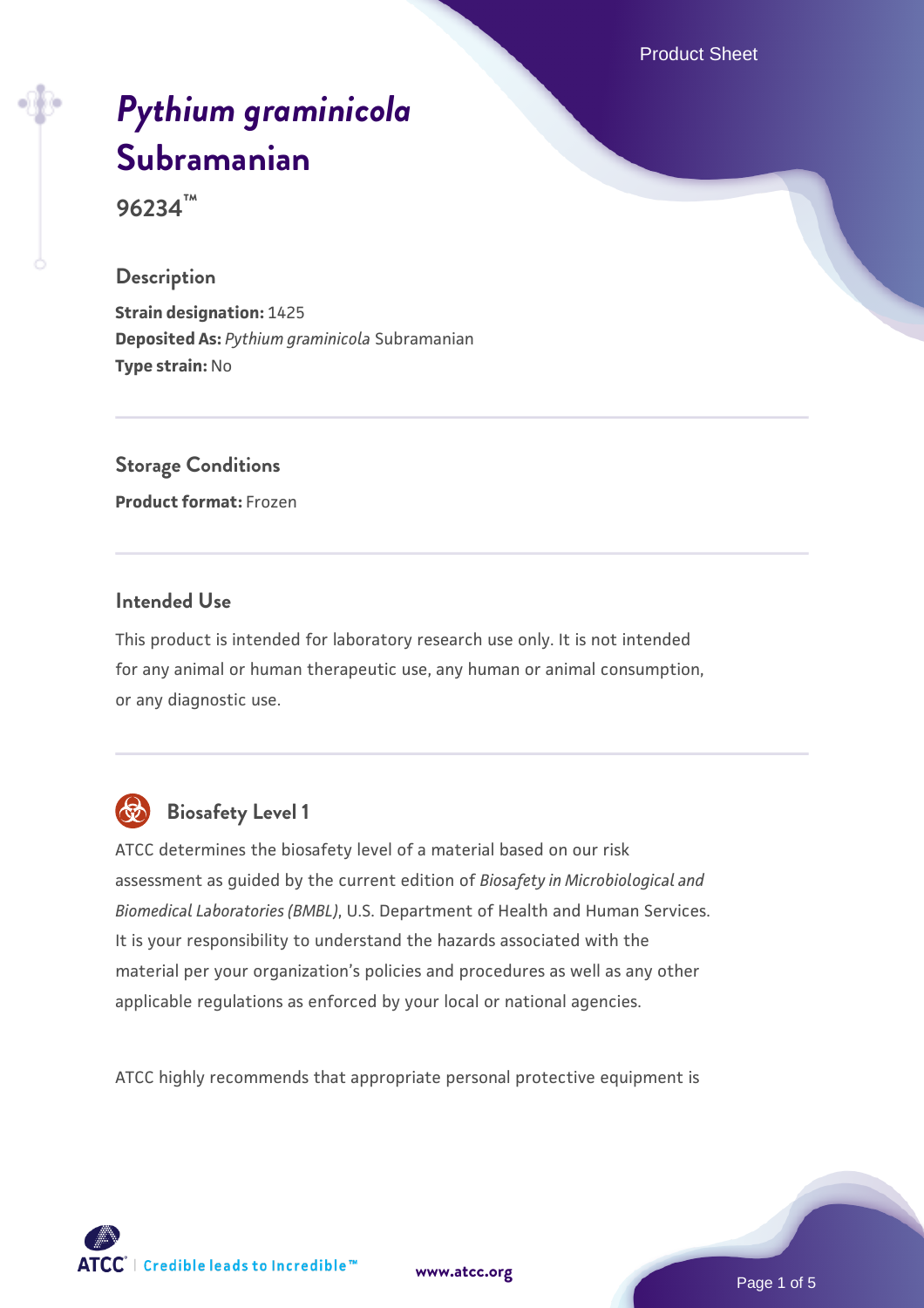# *Pythium graminicola* Subramanian

**96234™**

## Description

**Strain designation:** 1425
**Deposited As:** *Pythium graminicola* Subramanian
**Type strain:** No

## Storage Conditions

**Product format:** Frozen

## Intended Use

This product is intended for laboratory research use only. It is not intended for any animal or human therapeutic use, any human or animal consumption, or any diagnostic use.

## Biosafety Level 1

ATCC determines the biosafety level of a material based on our risk assessment as guided by the current edition of *Biosafety in Microbiological and Biomedical Laboratories (BMBL)*, U.S. Department of Health and Human Services. It is your responsibility to understand the hazards associated with the material per your organization's policies and procedures as well as any other applicable regulations as enforced by your local or national agencies.

ATCC highly recommends that appropriate personal protective equipment is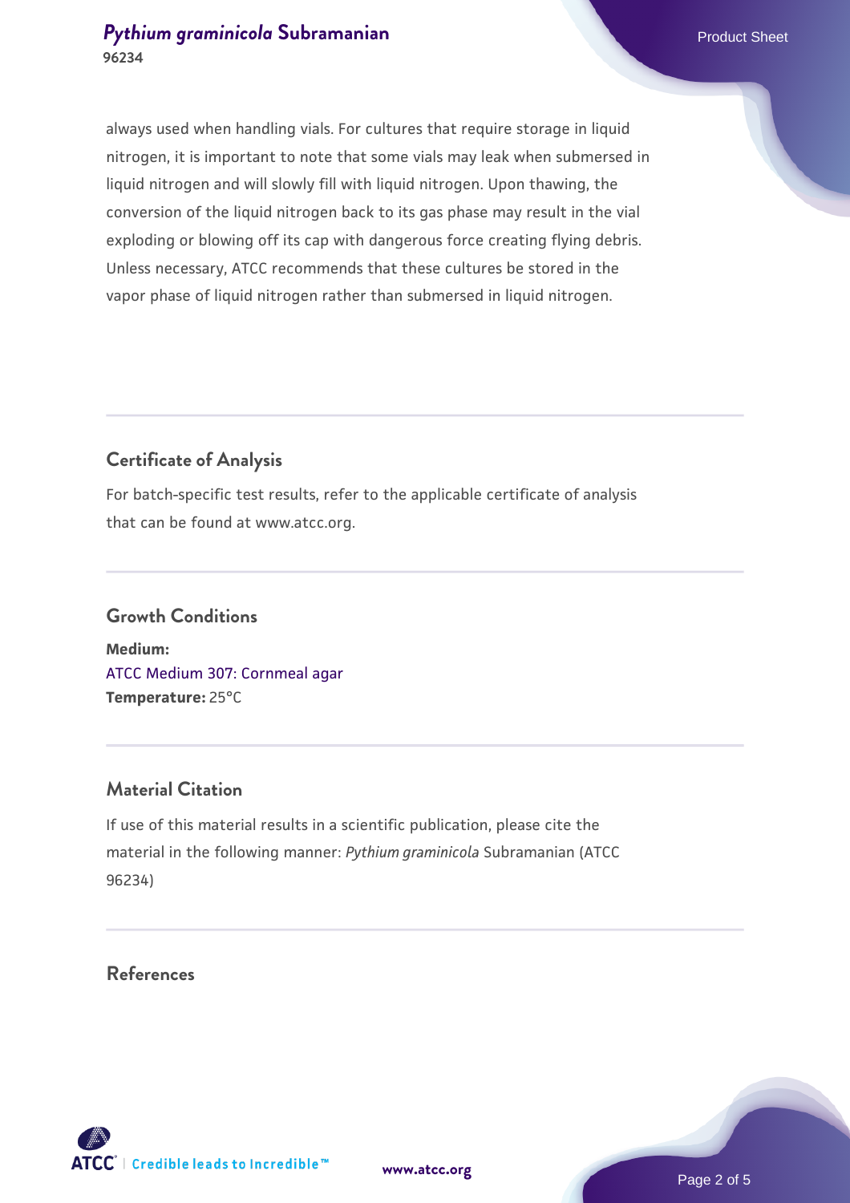always used when handling vials. For cultures that require storage in liquid nitrogen, it is important to note that some vials may leak when submersed in liquid nitrogen and will slowly fill with liquid nitrogen. Upon thawing, the conversion of the liquid nitrogen back to its gas phase may result in the vial exploding or blowing off its cap with dangerous force creating flying debris. Unless necessary, ATCC recommends that these cultures be stored in the vapor phase of liquid nitrogen rather than submersed in liquid nitrogen.

## Certificate of Analysis

For batch-specific test results, refer to the applicable certificate of analysis that can be found at www.atcc.org.

## Growth Conditions

**Medium:**
ATCC Medium 307: Cornmeal agar
**Temperature:** 25°C

## Material Citation

If use of this material results in a scientific publication, please cite the material in the following manner: *Pythium graminicola* Subramanian (ATCC 96234)

## References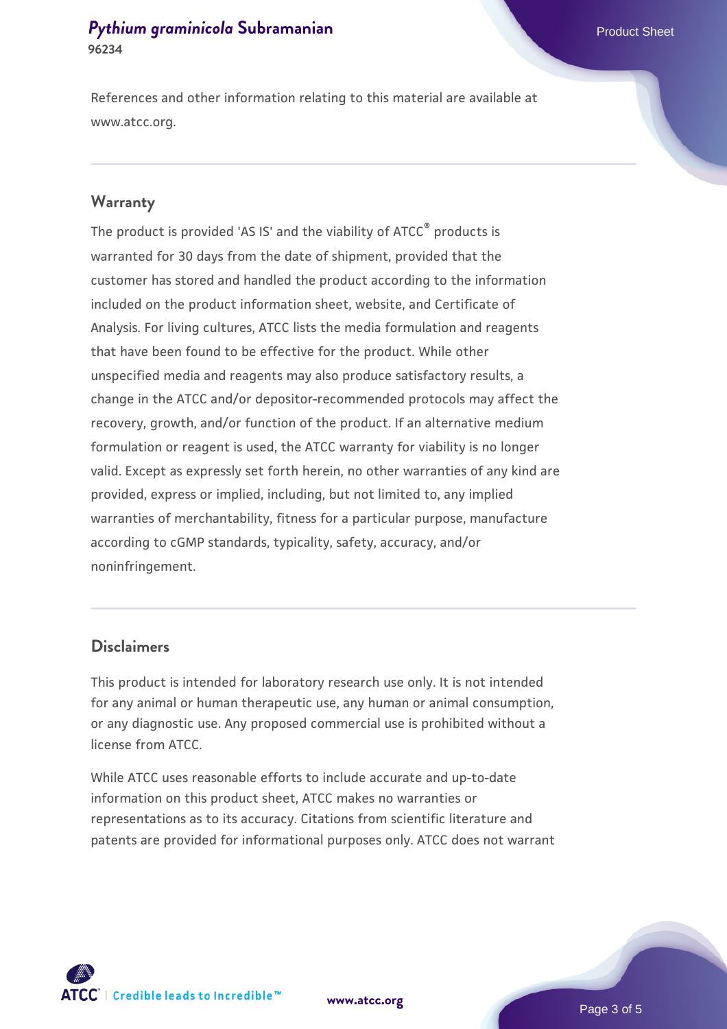References and other information relating to this material are available at www.atcc.org.

## Warranty

The product is provided 'AS IS' and the viability of ATCC® products is warranted for 30 days from the date of shipment, provided that the customer has stored and handled the product according to the information included on the product information sheet, website, and Certificate of Analysis. For living cultures, ATCC lists the media formulation and reagents that have been found to be effective for the product. While other unspecified media and reagents may also produce satisfactory results, a change in the ATCC and/or depositor-recommended protocols may affect the recovery, growth, and/or function of the product. If an alternative medium formulation or reagent is used, the ATCC warranty for viability is no longer valid. Except as expressly set forth herein, no other warranties of any kind are provided, express or implied, including, but not limited to, any implied warranties of merchantability, fitness for a particular purpose, manufacture according to cGMP standards, typicality, safety, accuracy, and/or noninfringement.

## Disclaimers

This product is intended for laboratory research use only. It is not intended for any animal or human therapeutic use, any human or animal consumption, or any diagnostic use. Any proposed commercial use is prohibited without a license from ATCC.

While ATCC uses reasonable efforts to include accurate and up-to-date information on this product sheet, ATCC makes no warranties or representations as to its accuracy. Citations from scientific literature and patents are provided for informational purposes only. ATCC does not warrant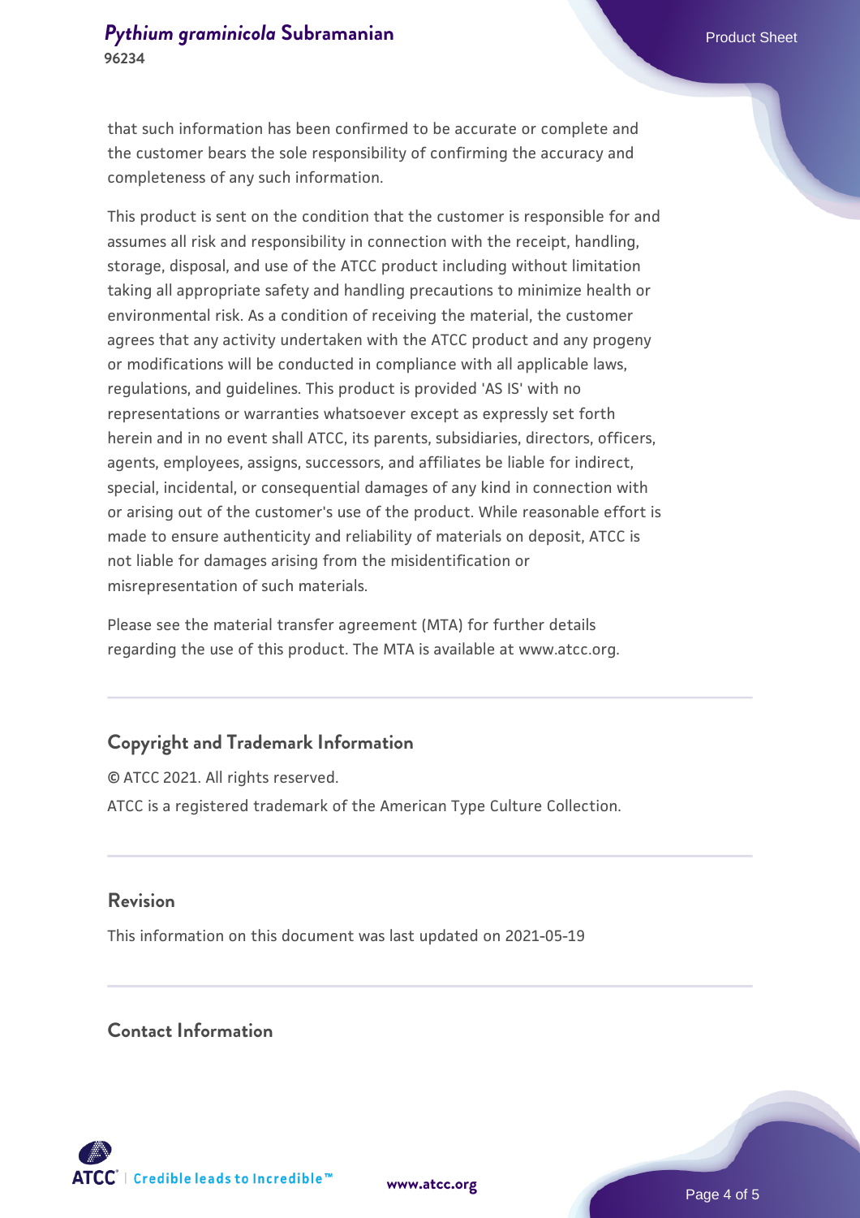that such information has been confirmed to be accurate or complete and the customer bears the sole responsibility of confirming the accuracy and completeness of any such information.

This product is sent on the condition that the customer is responsible for and assumes all risk and responsibility in connection with the receipt, handling, storage, disposal, and use of the ATCC product including without limitation taking all appropriate safety and handling precautions to minimize health or environmental risk. As a condition of receiving the material, the customer agrees that any activity undertaken with the ATCC product and any progeny or modifications will be conducted in compliance with all applicable laws, regulations, and guidelines. This product is provided 'AS IS' with no representations or warranties whatsoever except as expressly set forth herein and in no event shall ATCC, its parents, subsidiaries, directors, officers, agents, employees, assigns, successors, and affiliates be liable for indirect, special, incidental, or consequential damages of any kind in connection with or arising out of the customer's use of the product. While reasonable effort is made to ensure authenticity and reliability of materials on deposit, ATCC is not liable for damages arising from the misidentification or misrepresentation of such materials.

Please see the material transfer agreement (MTA) for further details regarding the use of this product. The MTA is available at www.atcc.org.

## Copyright and Trademark Information

© ATCC 2021. All rights reserved.

ATCC is a registered trademark of the American Type Culture Collection.

## Revision

This information on this document was last updated on 2021-05-19

## Contact Information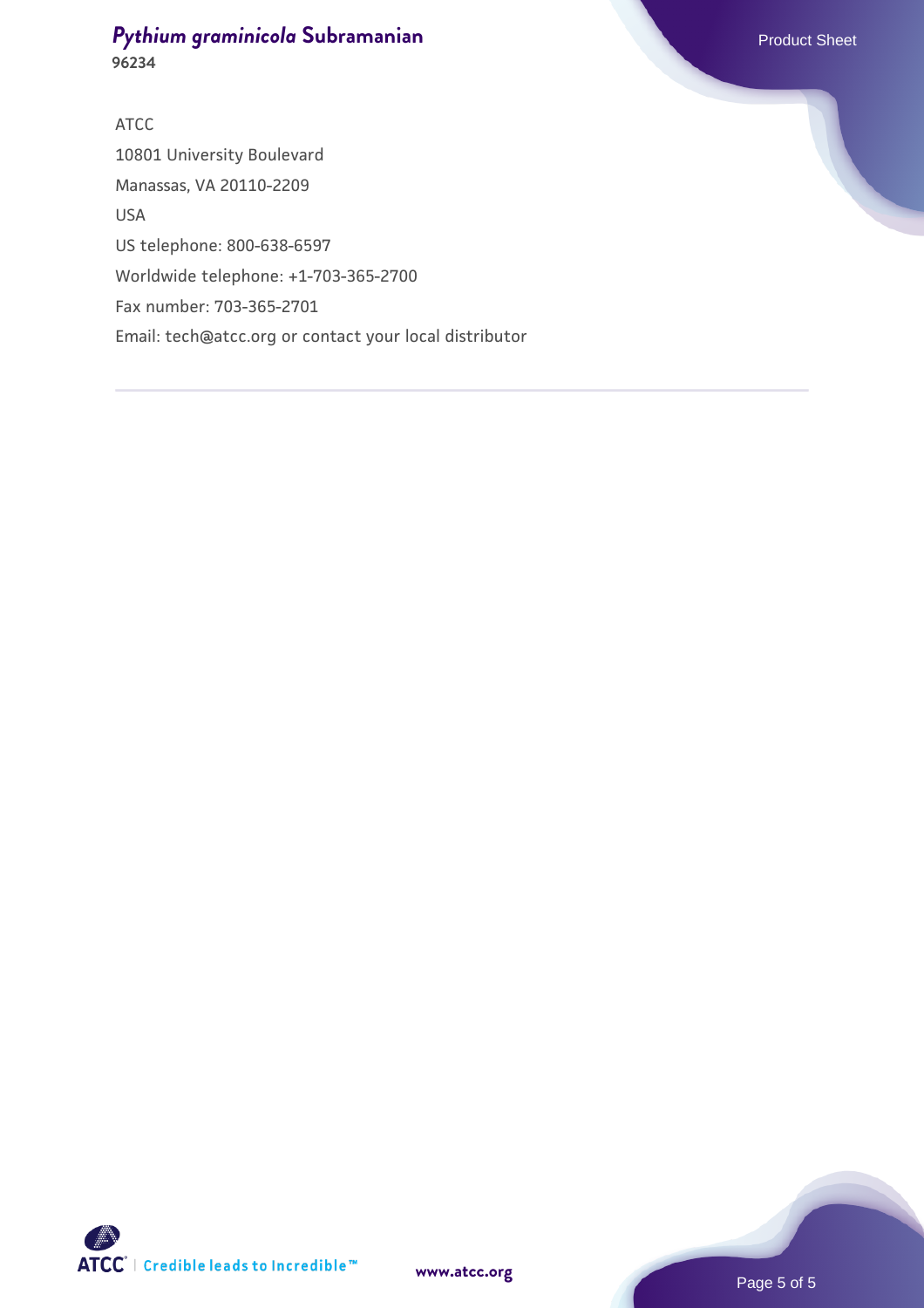ATCC

10801 University Boulevard

Manassas, VA 20110-2209

USA

US telephone: 800-638-6597

Worldwide telephone: +1-703-365-2700

Fax number: 703-365-2701

Email: tech@atcc.org or contact your local distributor